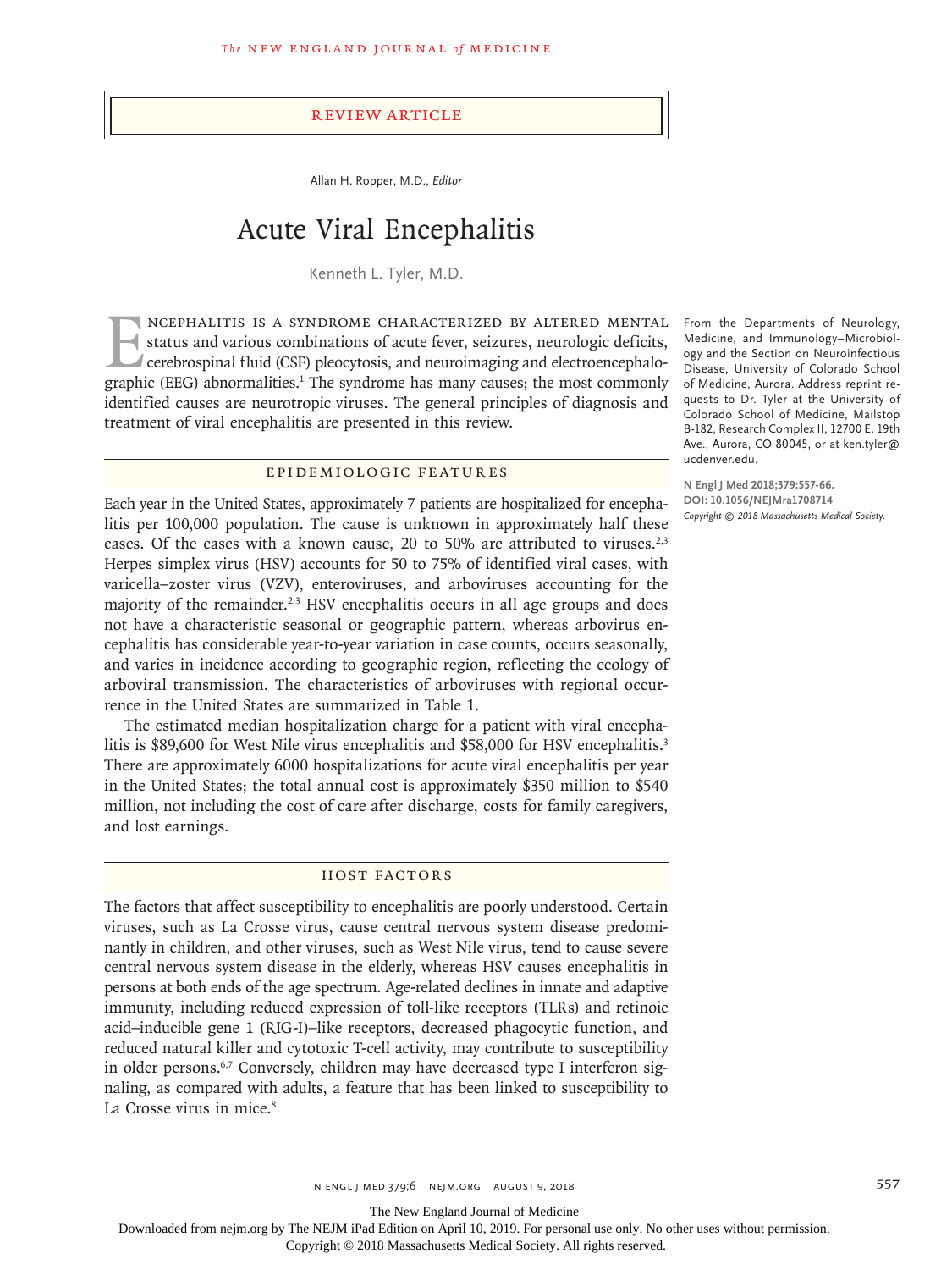Review Article

Allan H. Ropper, M.D., *Editor*

# Acute Viral Encephalitis

Kenneth L. Tyler, M.D.

From the Departments of Neurology, Medicine, and Immunology–Microbiology and the Section on Neuroinfectious Disease, University of Colorado School of Medicine, Aurora. Address reprint requests to Dr. Tyler at the University of Colorado School of Medicine, Mailstop B-182, Research Complex II, 12700 E. 19th Ave., Aurora, CO 80045, or at ken.tyler@ucdenver.edu.

**N Engl J Med 2018;379:557-66.**
**DOI: 10.1056/NEJMra1708714**
*Copyright © 2018 Massachusetts Medical Society.*

Encephalitis is a syndrome characterized by altered mental status and various combinations of acute fever, seizures, neurologic deficits, cerebrospinal fluid (CSF) pleocytosis, and neuroimaging and electroencephalographic (EEG) abnormalities.[1] The syndrome has many causes; the most commonly identified causes are neurotropic viruses. The general principles of diagnosis and treatment of viral encephalitis are presented in this review.

## Epidemiologic Features

Each year in the United States, approximately 7 patients are hospitalized for encephalitis per 100,000 population. The cause is unknown in approximately half these cases. Of the cases with a known cause, 20 to 50% are attributed to viruses.[2,3] Herpes simplex virus (HSV) accounts for 50 to 75% of identified viral cases, with varicella–zoster virus (VZV), enteroviruses, and arboviruses accounting for the majority of the remainder.[2,3] HSV encephalitis occurs in all age groups and does not have a characteristic seasonal or geographic pattern, whereas arbovirus encephalitis has considerable year-to-year variation in case counts, occurs seasonally, and varies in incidence according to geographic region, reflecting the ecology of arboviral transmission. The characteristics of arboviruses with regional occurrence in the United States are summarized in Table 1.

The estimated median hospitalization charge for a patient with viral encephalitis is $89,600 for West Nile virus encephalitis and $58,000 for HSV encephalitis.[3] There are approximately 6000 hospitalizations for acute viral encephalitis per year in the United States; the total annual cost is approximately $350 million to $540 million, not including the cost of care after discharge, costs for family caregivers, and lost earnings.

## Host Factors

The factors that affect susceptibility to encephalitis are poorly understood. Certain viruses, such as La Crosse virus, cause central nervous system disease predominantly in children, and other viruses, such as West Nile virus, tend to cause severe central nervous system disease in the elderly, whereas HSV causes encephalitis in persons at both ends of the age spectrum. Age-related declines in innate and adaptive immunity, including reduced expression of toll-like receptors (TLRs) and retinoic acid–inducible gene 1 (RIG-I)–like receptors, decreased phagocytic function, and reduced natural killer and cytotoxic T-cell activity, may contribute to susceptibility in older persons.[6,7] Conversely, children may have decreased type I interferon signaling, as compared with adults, a feature that has been linked to susceptibility to La Crosse virus in mice.[8]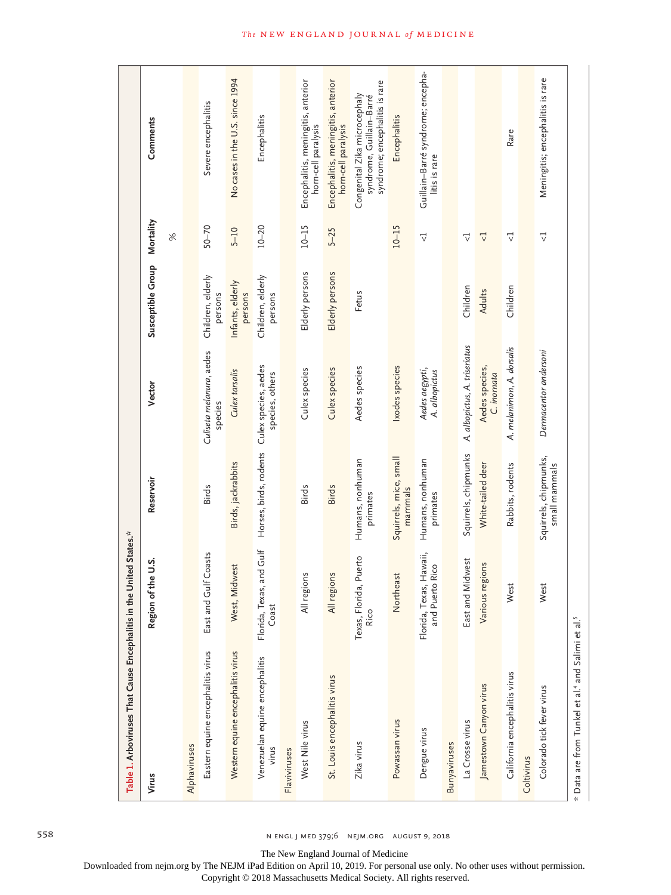**Table 1. Arboviruses That Cause Encephalitis in the United States.***

| Virus | Region of the U.S. | Reservoir | Vector | Susceptible Group | Mortality | Comments |
|---|---|---|---|---|---|---|
| | | | | | % | |
| Alphaviruses | | | | | | |
| Eastern equine encephalitis virus | East and Gulf Coasts | Birds | *Culiseta melanura*, aedes species | Children, elderly persons | 50–70 | Severe encephalitis |
| Western equine encephalitis virus | West, Midwest | Birds, jackrabbits | *Culex tarsalis* | Infants, elderly persons | 5–10 | No cases in the U.S. since 1994 |
| Venezuelan equine encephalitis virus | Florida, Texas, and Gulf Coast | Horses, birds, rodents | Culex species, aedes species, others | Children, elderly persons | 10–20 | Encephalitis |
| Flaviviruses | | | | | | |
| West Nile virus | All regions | Birds | Culex species | Elderly persons | 10–15 | Encephalitis, meningitis, anterior horn-cell paralysis |
| St. Louis encephalitis virus | All regions | Birds | Culex species | Elderly persons | 5–25 | Encephalitis, meningitis, anterior horn-cell paralysis |
| Zika virus | Texas, Florida, Puerto Rico | Humans, nonhuman primates | Aedes species | Fetus | | Congenital Zika microcephaly syndrome, Guillain–Barré syndrome; encephalitis is rare |
| Powassan virus | Northeast | Squirrels, mice, small mammals | Ixodes species | | 10–15 | Encephalitis |
| Dengue virus | Florida, Texas, Hawaii, and Puerto Rico | Humans, nonhuman primates | *Aedes aegypti*, *A. albopictus* | | <1 | Guillain–Barré syndrome; encephalitis is rare |
| Bunyaviruses | | | | | | |
| La Crosse virus | East and Midwest | Squirrels, chipmunks | *A. albopictus*, *A. triseriatus* | Children | <1 | |
| Jamestown Canyon virus | Various regions | White-tailed deer | Aedes species, *C. inornata* | Adults | <1 | |
| California encephalitis virus | West | Rabbits, rodents | *A. melanimon*, *A. dorsalis* | Children | <1 | Rare |
| Coltivirus | | | | | | |
| Colorado tick fever virus | West | Squirrels, chipmunks, small mammals | *Dermacentor andersoni* | | <1 | Meningitis; encephalitis is rare |

* Data are from Tunkel et al.[4] and Salimi et al.[5]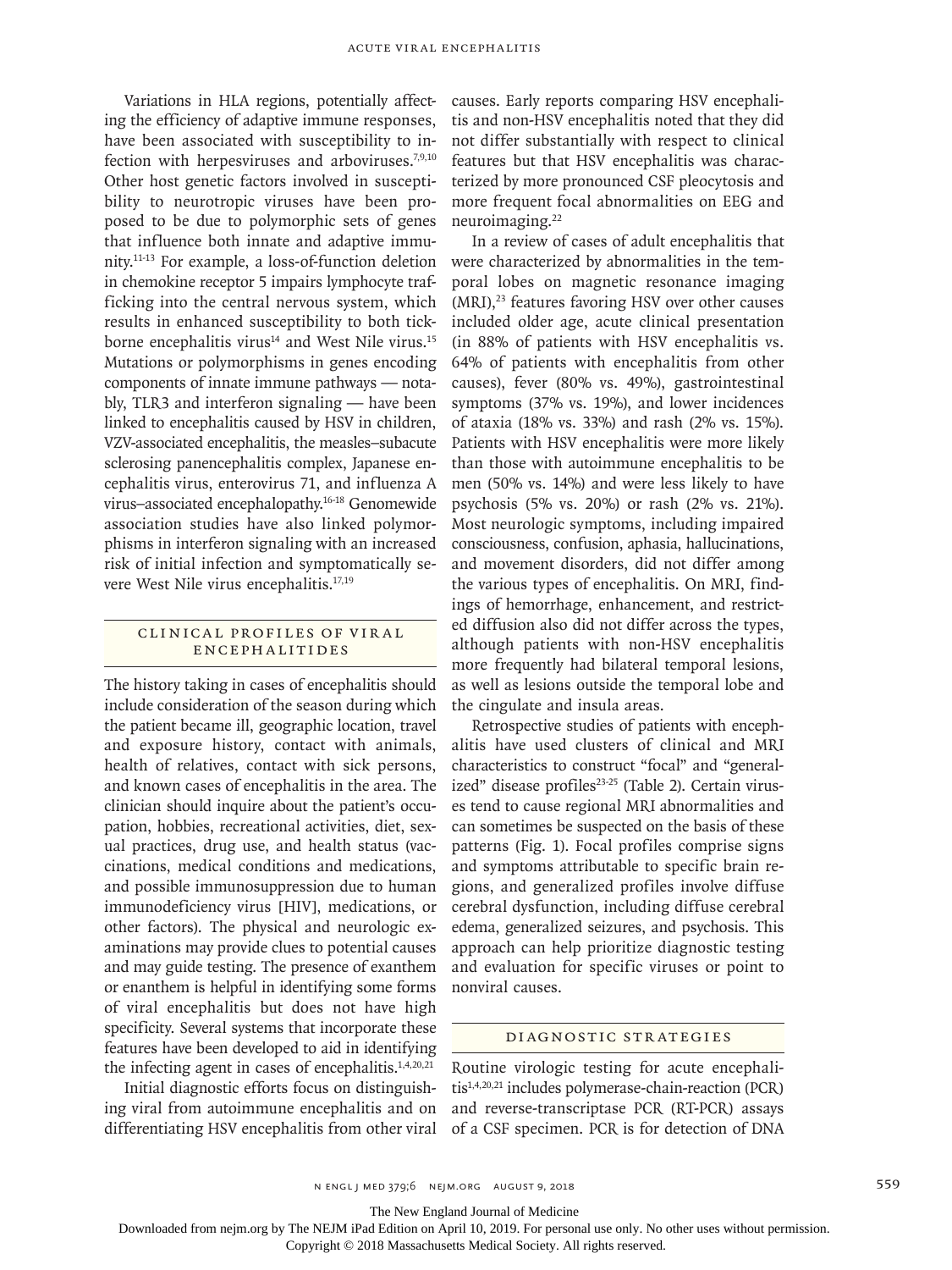Variations in HLA regions, potentially affecting the efficiency of adaptive immune responses, have been associated with susceptibility to infection with herpesviruses and arboviruses.[7,9,10] Other host genetic factors involved in susceptibility to neurotropic viruses have been proposed to be due to polymorphic sets of genes that influence both innate and adaptive immunity.[11-13] For example, a loss-of-function deletion in chemokine receptor 5 impairs lymphocyte trafficking into the central nervous system, which results in enhanced susceptibility to both tick-borne encephalitis virus[14] and West Nile virus.[15] Mutations or polymorphisms in genes encoding components of innate immune pathways — notably, TLR3 and interferon signaling — have been linked to encephalitis caused by HSV in children, VZV-associated encephalitis, the measles–subacute sclerosing panencephalitis complex, Japanese encephalitis virus, enterovirus 71, and influenza A virus–associated encephalopathy.[16-18] Genomewide association studies have also linked polymorphisms in interferon signaling with an increased risk of initial infection and symptomatically severe West Nile virus encephalitis.[17,19]

## Clinical Profiles of Viral Encephalitides

The history taking in cases of encephalitis should include consideration of the season during which the patient became ill, geographic location, travel and exposure history, contact with animals, health of relatives, contact with sick persons, and known cases of encephalitis in the area. The clinician should inquire about the patient's occupation, hobbies, recreational activities, diet, sexual practices, drug use, and health status (vaccinations, medical conditions and medications, and possible immunosuppression due to human immunodeficiency virus [HIV], medications, or other factors). The physical and neurologic examinations may provide clues to potential causes and may guide testing. The presence of exanthem or enanthem is helpful in identifying some forms of viral encephalitis but does not have high specificity. Several systems that incorporate these features have been developed to aid in identifying the infecting agent in cases of encephalitis.[1,4,20,21]

Initial diagnostic efforts focus on distinguishing viral from autoimmune encephalitis and on differentiating HSV encephalitis from other viral causes. Early reports comparing HSV encephalitis and non-HSV encephalitis noted that they did not differ substantially with respect to clinical features but that HSV encephalitis was characterized by more pronounced CSF pleocytosis and more frequent focal abnormalities on EEG and neuroimaging.[22]

In a review of cases of adult encephalitis that were characterized by abnormalities in the temporal lobes on magnetic resonance imaging (MRI),[23] features favoring HSV over other causes included older age, acute clinical presentation (in 88% of patients with HSV encephalitis vs. 64% of patients with encephalitis from other causes), fever (80% vs. 49%), gastrointestinal symptoms (37% vs. 19%), and lower incidences of ataxia (18% vs. 33%) and rash (2% vs. 15%). Patients with HSV encephalitis were more likely than those with autoimmune encephalitis to be men (50% vs. 14%) and were less likely to have psychosis (5% vs. 20%) or rash (2% vs. 21%). Most neurologic symptoms, including impaired consciousness, confusion, aphasia, hallucinations, and movement disorders, did not differ among the various types of encephalitis. On MRI, findings of hemorrhage, enhancement, and restricted diffusion also did not differ across the types, although patients with non-HSV encephalitis more frequently had bilateral temporal lesions, as well as lesions outside the temporal lobe and the cingulate and insula areas.

Retrospective studies of patients with encephalitis have used clusters of clinical and MRI characteristics to construct "focal" and "generalized" disease profiles[23-25] (Table 2). Certain viruses tend to cause regional MRI abnormalities and can sometimes be suspected on the basis of these patterns (Fig. 1). Focal profiles comprise signs and symptoms attributable to specific brain regions, and generalized profiles involve diffuse cerebral dysfunction, including diffuse cerebral edema, generalized seizures, and psychosis. This approach can help prioritize diagnostic testing and evaluation for specific viruses or point to nonviral causes.

## Diagnostic Strategies

Routine virologic testing for acute encephalitis[1,4,20,21] includes polymerase-chain-reaction (PCR) and reverse-transcriptase PCR (RT-PCR) assays of a CSF specimen. PCR is for detection of DNA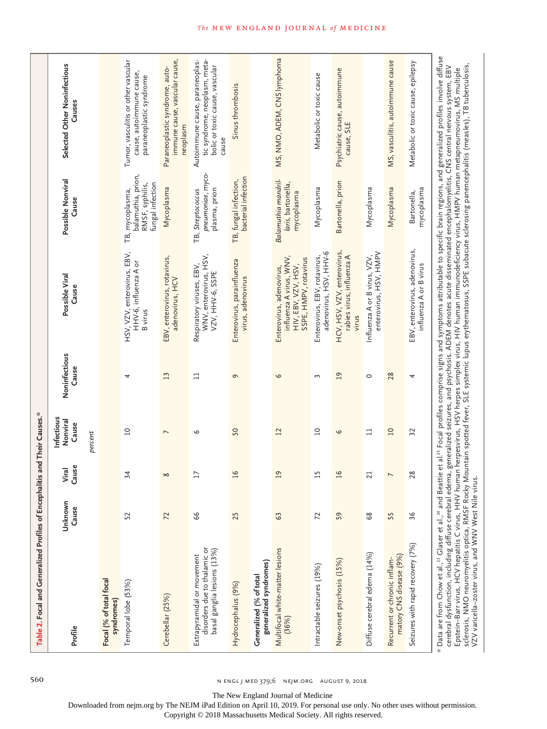**Table 2. Focal and Generalized Profiles of Encephalitis and Their Causes.***

| Profile | Unknown Cause | Viral Cause | Infectious Nonviral Cause | Noninfectious Cause | Possible Viral Cause | Possible Nonviral Cause | Selected Other Noninfectious Causes |
|---|---|---|---|---|---|---|---|
| | | | *percent* | | | | |
| **Focal (% of total focal syndromes)** | | | | | | | |
| Temporal lobe (53%) | 52 | 34 | 10 | 4 | HSV, VZV, enterovirus, EBV, HHV-6, influenza A or B virus | TB, mycoplasma, balamuthia, prion, RMSF, syphilis, fungal infection | Tumor, vasculitis or other vascular cause, autoimmune cause, paraneoplastic syndrome |
| Cerebellar (25%) | 72 | 8 | 7 | 13 | EBV, enterovirus, rotavirus, adenovirus, HCV | Mycoplasma | Paraneoplastic syndrome, autoimmune cause, vascular cause, neoplasm |
| Extrapyramidal or movement disorders due to thalamic or basal ganglia lesions (13%) | 66 | 17 | 6 | 11 | Respiratory viruses, EBV, WNV, enterovirus, HSV, VZV, HHV-6, SSPE | TB, *Streptococcus pneumoniae*, mycoplasma, prion | Autoimmune cause, paraneoplastic syndrome, neoplasm, metabolic or toxic cause, vascular cause |
| Hydrocephalus (9%) | 25 | 16 | 50 | 9 | Enterovirus, parainfluenza virus, adenovirus | TB, fungal infection, bacterial infection | Sinus thrombosis |
| **Generalized (% of total generalized syndromes)** | | | | | | | |
| Multifocal white-matter lesions (36%) | 63 | 19 | 12 | 6 | Enterovirus, adenovirus, influenza A virus, WNV, HIV, EBV, VZV, HSV, SSPE, HMPV, rotavirus | *Balamuthia mandrillaris*, bartonella, mycoplasma | MS, NMO, ADEM, CNS lymphoma |
| Intractable seizures (19%) | 72 | 15 | 10 | 3 | Enterovirus, EBV, rotavirus, adenovirus, HSV, HHV-6 | Mycoplasma | Metabolic or toxic cause |
| New-onset psychosis (15%) | 59 | 16 | 6 | 19 | HCV, HSV, VZV, enterovirus, rabies virus, influenza A virus | Bartonella, prion | Psychiatric cause, autoimmune cause, SLE |
| Diffuse cerebral edema (14%) | 68 | 21 | 11 | 0 | Influenza A or B virus, VZV, enterovirus, HSV, HMPV | Mycoplasma | Metabolic or toxic cause |
| Recurrent or chronic inflammatory CNS disease (9%) | 55 | 7 | 10 | 28 | | Mycoplasma | MS, vasculitis, autoimmune cause |
| Seizures with rapid recovery (7%) | 36 | 28 | 32 | 4 | EBV, enterovirus, adenovirus, influenza A or B virus | Bartonella, mycoplasma | Metabolic or toxic cause, epilepsy |

\* Data are from Chow et al.,[23] Glaser et al.,[24] and Beattie et al.[25] Focal profiles comprise signs and symptoms attributable to specific brain regions, and generalized profiles involve diffuse cerebral dysfunction, including diffuse cerebral edema, generalized seizures, and psychosis. ADEM denotes acute disseminated encephalomyelitis, CNS central nervous system, EBV Epstein–Barr virus, HCV hepatitis C virus, HHV human herpesvirus, HSV herpes simplex virus, HIV human immunodeficiency virus, HMPV human metapneumovirus, MS multiple sclerosis, NMO neuromyelitis optica, RMSF Rocky Mountain spotted fever, SLE systemic lupus erythematosus, SSPE subacute sclerosing panencephalitis (measles), TB tuberculosis, VZV varicella–zoster virus, and WNV West Nile virus.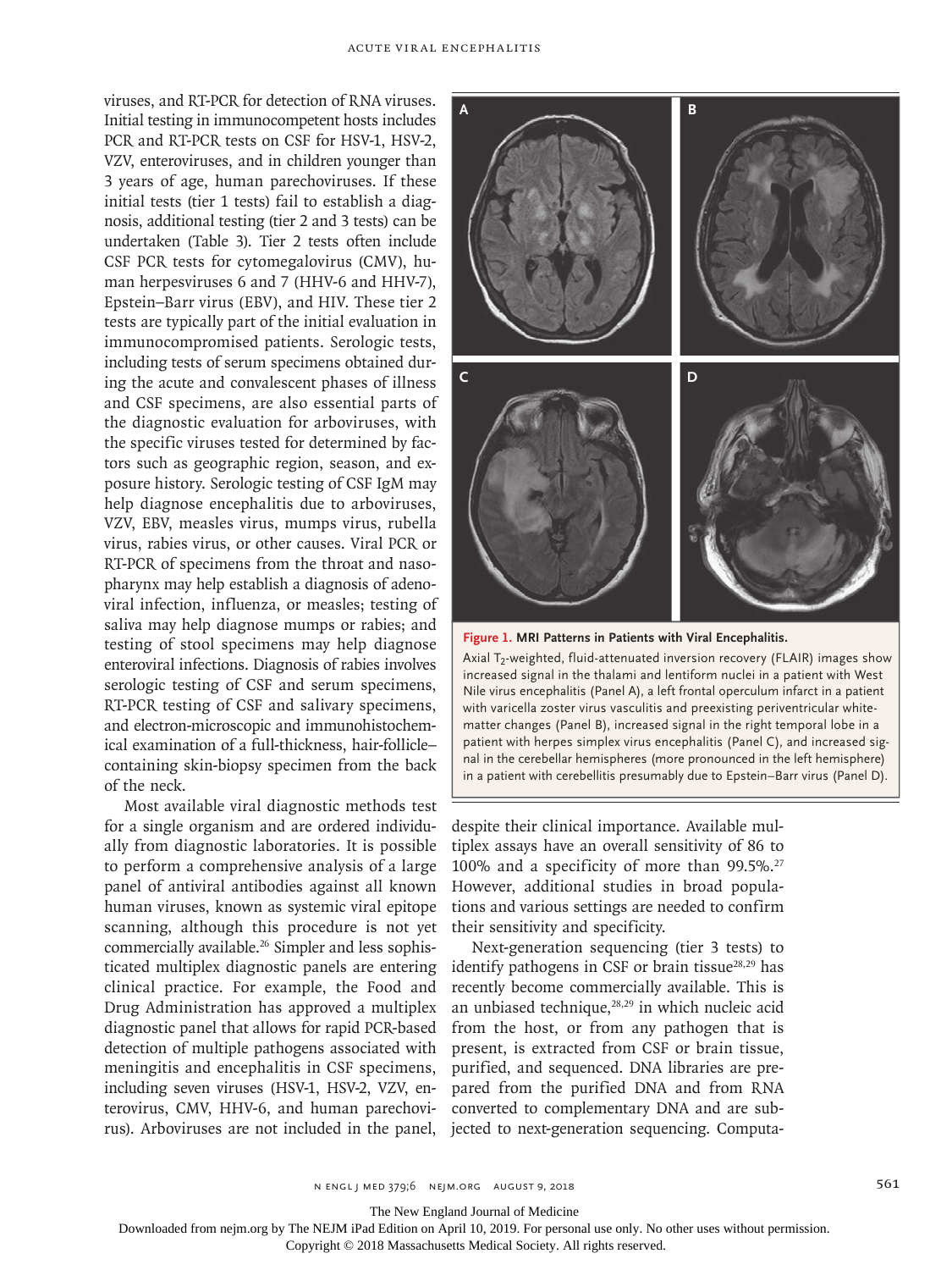viruses, and RT-PCR for detection of RNA viruses. Initial testing in immunocompetent hosts includes PCR and RT-PCR tests on CSF for HSV-1, HSV-2, VZV, enteroviruses, and in children younger than 3 years of age, human parechoviruses. If these initial tests (tier 1 tests) fail to establish a diagnosis, additional testing (tier 2 and 3 tests) can be undertaken (Table 3). Tier 2 tests often include CSF PCR tests for cytomegalovirus (CMV), human herpesviruses 6 and 7 (HHV-6 and HHV-7), Epstein–Barr virus (EBV), and HIV. These tier 2 tests are typically part of the initial evaluation in immunocompromised patients. Serologic tests, including tests of serum specimens obtained during the acute and convalescent phases of illness and CSF specimens, are also essential parts of the diagnostic evaluation for arboviruses, with the specific viruses tested for determined by factors such as geographic region, season, and exposure history. Serologic testing of CSF IgM may help diagnose encephalitis due to arboviruses, VZV, EBV, measles virus, mumps virus, rubella virus, rabies virus, or other causes. Viral PCR or RT-PCR of specimens from the throat and nasopharynx may help establish a diagnosis of adenoviral infection, influenza, or measles; testing of saliva may help diagnose mumps or rabies; and testing of stool specimens may help diagnose enteroviral infections. Diagnosis of rabies involves serologic testing of CSF and serum specimens, RT-PCR testing of CSF and salivary specimens, and electron-microscopic and immunohistochemical examination of a full-thickness, hair-follicle–containing skin-biopsy specimen from the back of the neck.

Most available viral diagnostic methods test for a single organism and are ordered individually from diagnostic laboratories. It is possible to perform a comprehensive analysis of a large panel of antiviral antibodies against all known human viruses, known as systemic viral epitope scanning, although this procedure is not yet commercially available.[26] Simpler and less sophisticated multiplex diagnostic panels are entering clinical practice. For example, the Food and Drug Administration has approved a multiplex diagnostic panel that allows for rapid PCR-based detection of multiple pathogens associated with meningitis and encephalitis in CSF specimens, including seven viruses (HSV-1, HSV-2, VZV, enterovirus, CMV, HHV-6, and human parechovirus). Arboviruses are not included in the panel, despite their clinical importance. Available multiplex assays have an overall sensitivity of 86 to 100% and a specificity of more than 99.5%.[27] However, additional studies in broad populations and various settings are needed to confirm their sensitivity and specificity.

Next-generation sequencing (tier 3 tests) to identify pathogens in CSF or brain tissue[28,29] has recently become commercially available. This is an unbiased technique,[28,29] in which nucleic acid from the host, or from any pathogen that is present, is extracted from CSF or brain tissue, purified, and sequenced. DNA libraries are prepared from the purified DNA and from RNA converted to complementary DNA and are subjected to next-generation sequencing. Computa-

**Figure 1. MRI Patterns in Patients with Viral Encephalitis.**

Axial $T_2$-weighted, fluid-attenuated inversion recovery (FLAIR) images show increased signal in the thalami and lentiform nuclei in a patient with West Nile virus encephalitis (Panel A), a left frontal operculum infarct in a patient with varicella zoster virus vasculitis and preexisting periventricular white-matter changes (Panel B), increased signal in the right temporal lobe in a patient with herpes simplex virus encephalitis (Panel C), and increased signal in the cerebellar hemispheres (more pronounced in the left hemisphere) in a patient with cerebellitis presumably due to Epstein–Barr virus (Panel D).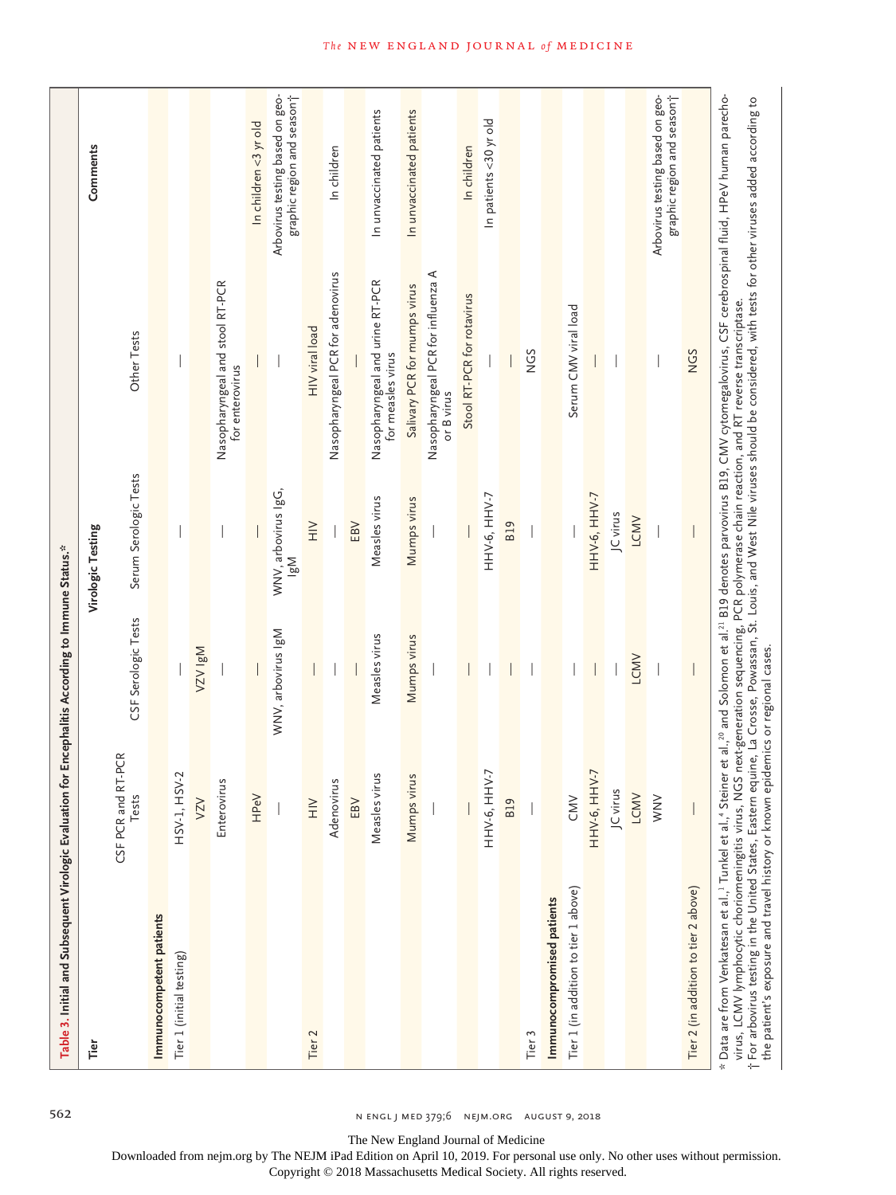**Table 3. Initial and Subsequent Virologic Evaluation for Encephalitis According to Immune Status.***

| Tier | Virologic Testing | | | | Comments |
|---|---|---|---|---|---|
| | CSF PCR and RT-PCR Tests | CSF Serologic Tests | Serum Serologic Tests | Other Tests | |
| **Immunocompetent patients** | | | | | |
| Tier 1 (initial testing) | HSV-1, HSV-2 | — | — | — | |
| | VZV | VZV IgM | | | |
| | Enterovirus | — | — | Nasopharyngeal and stool RT-PCR for enterovirus | |
| | HPeV | — | — | — | In children <3 yr old |
| | — | WNV, arbovirus IgM | WNV, arbovirus IgG, IgM | — | Arbovirus testing based on geographic region and season† |
| Tier 2 | HIV | — | HIV | HIV viral load | |
| | Adenovirus | — | — | Nasopharyngeal PCR for adenovirus | In children |
| | EBV | — | EBV | — | |
| | Measles virus | Measles virus | Measles virus | Nasopharyngeal and urine RT-PCR for measles virus | In unvaccinated patients |
| | Mumps virus | Mumps virus | Mumps virus | Salivary PCR for mumps virus | In unvaccinated patients |
| | — | — | — | Nasopharyngeal PCR for influenza A or B virus | |
| | — | — | — | Stool RT-PCR for rotavirus | In children |
| | HHV-6, HHV-7 | — | HHV-6, HHV-7 | — | In patients <30 yr old |
| | B19 | — | B19 | — | |
| Tier 3 | — | — | — | NGS | |
| **Immunocompromised patients** | | | | | |
| Tier 1 (in addition to tier 1 above) | CMV | — | — | Serum CMV viral load | |
| | HHV-6, HHV-7 | — | HHV-6, HHV-7 | — | |
| | JC virus | — | JC virus | — | |
| | LCMV | LCMV | LCMV | | |
| | WNV | — | — | — | Arbovirus testing based on geographic region and season† |
| Tier 2 (in addition to tier 2 above) | — | — | — | NGS | |

\* Data are from Venkatesan et al.,[1] Tunkel et al.,[4] Steiner et al.,[20] and Solomon et al.[21] B19 denotes parvovirus B19, CMV cytomegalovirus, CSF cerebrospinal fluid, HPeV human parechovirus, LCMV lymphocytic choriomeningitis virus, NGS next-generation sequencing, PCR polymerase chain reaction, and RT reverse transcriptase.

† For arbovirus testing in the United States, Eastern equine, La Crosse, Powassan, St. Louis, and West Nile viruses should be considered, with tests for other viruses added according to the patient's exposure and travel history or known epidemics or regional cases.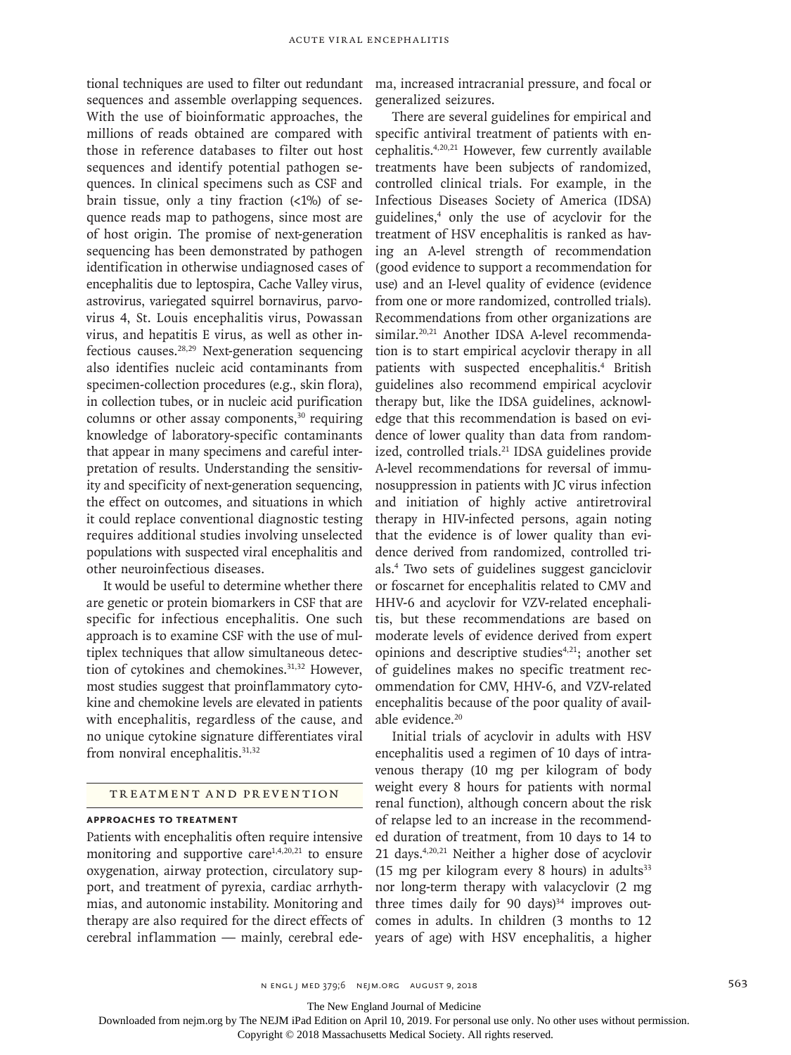tional techniques are used to filter out redundant sequences and assemble overlapping sequences. With the use of bioinformatic approaches, the millions of reads obtained are compared with those in reference databases to filter out host sequences and identify potential pathogen sequences. In clinical specimens such as CSF and brain tissue, only a tiny fraction (<1%) of sequence reads map to pathogens, since most are of host origin. The promise of next-generation sequencing has been demonstrated by pathogen identification in otherwise undiagnosed cases of encephalitis due to leptospira, Cache Valley virus, astrovirus, variegated squirrel bornavirus, parvovirus 4, St. Louis encephalitis virus, Powassan virus, and hepatitis E virus, as well as other infectious causes.[28,29] Next-generation sequencing also identifies nucleic acid contaminants from specimen-collection procedures (e.g., skin flora), in collection tubes, or in nucleic acid purification columns or other assay components,[30] requiring knowledge of laboratory-specific contaminants that appear in many specimens and careful interpretation of results. Understanding the sensitivity and specificity of next-generation sequencing, the effect on outcomes, and situations in which it could replace conventional diagnostic testing requires additional studies involving unselected populations with suspected viral encephalitis and other neuroinfectious diseases.

It would be useful to determine whether there are genetic or protein biomarkers in CSF that are specific for infectious encephalitis. One such approach is to examine CSF with the use of multiplex techniques that allow simultaneous detection of cytokines and chemokines.[31,32] However, most studies suggest that proinflammatory cytokine and chemokine levels are elevated in patients with encephalitis, regardless of the cause, and no unique cytokine signature differentiates viral from nonviral encephalitis.[31,32]

## Treatment and Prevention

### Approaches to Treatment

Patients with encephalitis often require intensive monitoring and supportive care[1,4,20,21] to ensure oxygenation, airway protection, circulatory support, and treatment of pyrexia, cardiac arrhythmias, and autonomic instability. Monitoring and therapy are also required for the direct effects of cerebral inflammation — mainly, cerebral edema, increased intracranial pressure, and focal or generalized seizures.

There are several guidelines for empirical and specific antiviral treatment of patients with encephalitis.[4,20,21] However, few currently available treatments have been subjects of randomized, controlled clinical trials. For example, in the Infectious Diseases Society of America (IDSA) guidelines,[4] only the use of acyclovir for the treatment of HSV encephalitis is ranked as having an A-level strength of recommendation (good evidence to support a recommendation for use) and an I-level quality of evidence (evidence from one or more randomized, controlled trials). Recommendations from other organizations are similar.[20,21] Another IDSA A-level recommendation is to start empirical acyclovir therapy in all patients with suspected encephalitis.[4] British guidelines also recommend empirical acyclovir therapy but, like the IDSA guidelines, acknowledge that this recommendation is based on evidence of lower quality than data from randomized, controlled trials.[21] IDSA guidelines provide A-level recommendations for reversal of immunosuppression in patients with JC virus infection and initiation of highly active antiretroviral therapy in HIV-infected persons, again noting that the evidence is of lower quality than evidence derived from randomized, controlled trials.[4] Two sets of guidelines suggest ganciclovir or foscarnet for encephalitis related to CMV and HHV-6 and acyclovir for VZV-related encephalitis, but these recommendations are based on moderate levels of evidence derived from expert opinions and descriptive studies[4,21]; another set of guidelines makes no specific treatment recommendation for CMV, HHV-6, and VZV-related encephalitis because of the poor quality of available evidence.[20]

Initial trials of acyclovir in adults with HSV encephalitis used a regimen of 10 days of intravenous therapy (10 mg per kilogram of body weight every 8 hours for patients with normal renal function), although concern about the risk of relapse led to an increase in the recommended duration of treatment, from 10 days to 14 to 21 days.[4,20,21] Neither a higher dose of acyclovir (15 mg per kilogram every 8 hours) in adults[33] nor long-term therapy with valacyclovir (2 mg three times daily for 90 days)[34] improves outcomes in adults. In children (3 months to 12 years of age) with HSV encephalitis, a higher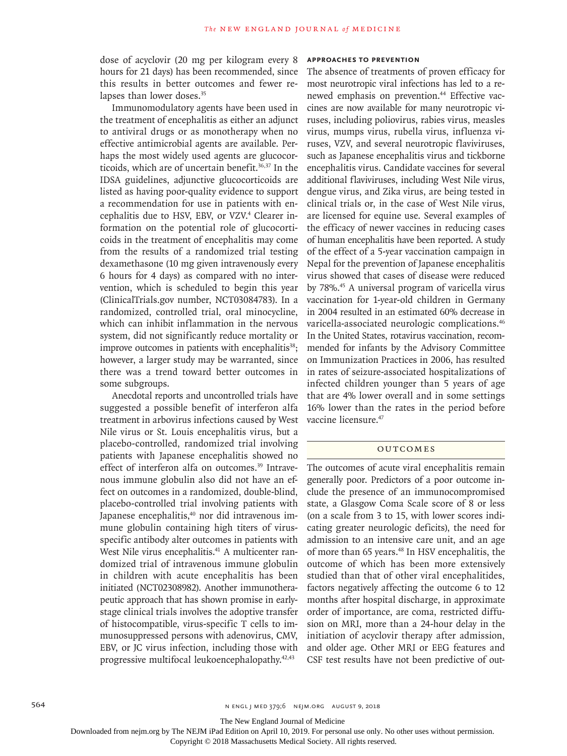dose of acyclovir (20 mg per kilogram every 8 hours for 21 days) has been recommended, since this results in better outcomes and fewer relapses than lower doses.[35]

Immunomodulatory agents have been used in the treatment of encephalitis as either an adjunct to antiviral drugs or as monotherapy when no effective antimicrobial agents are available. Perhaps the most widely used agents are glucocorticoids, which are of uncertain benefit.[36,37] In the IDSA guidelines, adjunctive glucocorticoids are listed as having poor-quality evidence to support a recommendation for use in patients with encephalitis due to HSV, EBV, or VZV.[4] Clearer information on the potential role of glucocorticoids in the treatment of encephalitis may come from the results of a randomized trial testing dexamethasone (10 mg given intravenously every 6 hours for 4 days) as compared with no intervention, which is scheduled to begin this year (ClinicalTrials.gov number, NCT03084783). In a randomized, controlled trial, oral minocycline, which can inhibit inflammation in the nervous system, did not significantly reduce mortality or improve outcomes in patients with encephalitis[38]; however, a larger study may be warranted, since there was a trend toward better outcomes in some subgroups.

Anecdotal reports and uncontrolled trials have suggested a possible benefit of interferon alfa treatment in arbovirus infections caused by West Nile virus or St. Louis encephalitis virus, but a placebo-controlled, randomized trial involving patients with Japanese encephalitis showed no effect of interferon alfa on outcomes.[39] Intravenous immune globulin also did not have an effect on outcomes in a randomized, double-blind, placebo-controlled trial involving patients with Japanese encephalitis,[40] nor did intravenous immune globulin containing high titers of virus-specific antibody alter outcomes in patients with West Nile virus encephalitis.[41] A multicenter randomized trial of intravenous immune globulin in children with acute encephalitis has been initiated (NCT02308982). Another immunotherapeutic approach that has shown promise in early-stage clinical trials involves the adoptive transfer of histocompatible, virus-specific T cells to immunosuppressed persons with adenovirus, CMV, EBV, or JC virus infection, including those with progressive multifocal leukoencephalopathy.[42,43]

### APPROACHES TO PREVENTION

The absence of treatments of proven efficacy for most neurotropic viral infections has led to a renewed emphasis on prevention.[44] Effective vaccines are now available for many neurotropic viruses, including poliovirus, rabies virus, measles virus, mumps virus, rubella virus, influenza viruses, VZV, and several neurotropic flaviviruses, such as Japanese encephalitis virus and tickborne encephalitis virus. Candidate vaccines for several additional flaviviruses, including West Nile virus, dengue virus, and Zika virus, are being tested in clinical trials or, in the case of West Nile virus, are licensed for equine use. Several examples of the efficacy of newer vaccines in reducing cases of human encephalitis have been reported. A study of the effect of a 5-year vaccination campaign in Nepal for the prevention of Japanese encephalitis virus showed that cases of disease were reduced by 78%.[45] A universal program of varicella virus vaccination for 1-year-old children in Germany in 2004 resulted in an estimated 60% decrease in varicella-associated neurologic complications.[46] In the United States, rotavirus vaccination, recommended for infants by the Advisory Committee on Immunization Practices in 2006, has resulted in rates of seizure-associated hospitalizations of infected children younger than 5 years of age that are 4% lower overall and in some settings 16% lower than the rates in the period before vaccine licensure.[47]

## OUTCOMES

The outcomes of acute viral encephalitis remain generally poor. Predictors of a poor outcome include the presence of an immunocompromised state, a Glasgow Coma Scale score of 8 or less (on a scale from 3 to 15, with lower scores indicating greater neurologic deficits), the need for admission to an intensive care unit, and an age of more than 65 years.[48] In HSV encephalitis, the outcome of which has been more extensively studied than that of other viral encephalitides, factors negatively affecting the outcome 6 to 12 months after hospital discharge, in approximate order of importance, are coma, restricted diffusion on MRI, more than a 24-hour delay in the initiation of acyclovir therapy after admission, and older age. Other MRI or EEG features and CSF test results have not been predictive of out-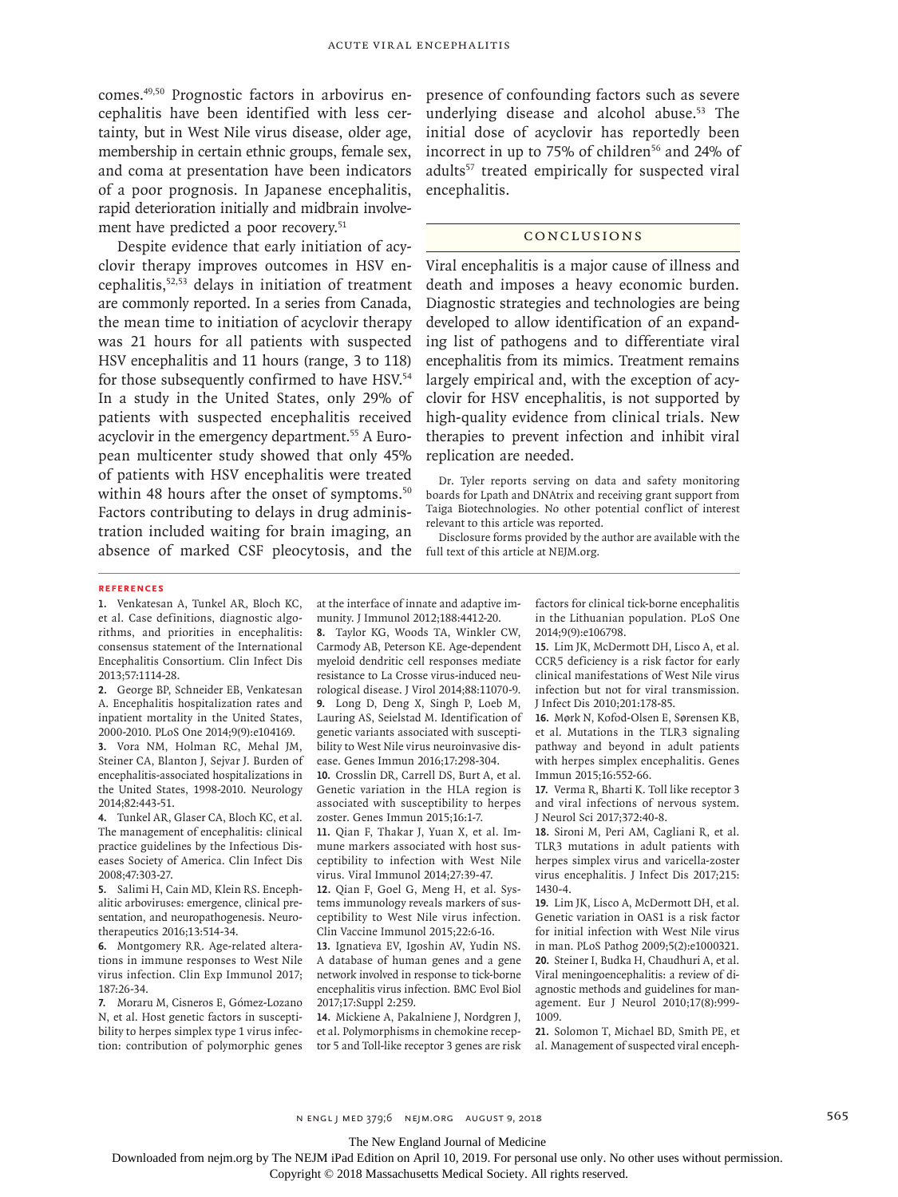comes.[49,50] Prognostic factors in arbovirus encephalitis have been identified with less certainty, but in West Nile virus disease, older age, membership in certain ethnic groups, female sex, and coma at presentation have been indicators of a poor prognosis. In Japanese encephalitis, rapid deterioration initially and midbrain involvement have predicted a poor recovery.[51]

Despite evidence that early initiation of acyclovir therapy improves outcomes in HSV encephalitis,[52,53] delays in initiation of treatment are commonly reported. In a series from Canada, the mean time to initiation of acyclovir therapy was 21 hours for all patients with suspected HSV encephalitis and 11 hours (range, 3 to 118) for those subsequently confirmed to have HSV.[54] In a study in the United States, only 29% of patients with suspected encephalitis received acyclovir in the emergency department.[55] A European multicenter study showed that only 45% of patients with HSV encephalitis were treated within 48 hours after the onset of symptoms.[50] Factors contributing to delays in drug administration included waiting for brain imaging, an absence of marked CSF pleocytosis, and the presence of confounding factors such as severe underlying disease and alcohol abuse.[53] The initial dose of acyclovir has reportedly been incorrect in up to 75% of children[56] and 24% of adults[57] treated empirically for suspected viral encephalitis.

## Conclusions

Viral encephalitis is a major cause of illness and death and imposes a heavy economic burden. Diagnostic strategies and technologies are being developed to allow identification of an expanding list of pathogens and to differentiate viral encephalitis from its mimics. Treatment remains largely empirical and, with the exception of acyclovir for HSV encephalitis, is not supported by high-quality evidence from clinical trials. New therapies to prevent infection and inhibit viral replication are needed.

Dr. Tyler reports serving on data and safety monitoring boards for Lpath and DNAtrix and receiving grant support from Taiga Biotechnologies. No other potential conflict of interest relevant to this article was reported.

Disclosure forms provided by the author are available with the full text of this article at NEJM.org.

## References

1. Venkatesan A, Tunkel AR, Bloch KC, et al. Case definitions, diagnostic algorithms, and priorities in encephalitis: consensus statement of the International Encephalitis Consortium. Clin Infect Dis 2013;57:1114-28.
2. George BP, Schneider EB, Venkatesan A. Encephalitis hospitalization rates and inpatient mortality in the United States, 2000-2010. PLoS One 2014;9(9):e104169.
3. Vora NM, Holman RC, Mehal JM, Steiner CA, Blanton J, Sejvar J. Burden of encephalitis-associated hospitalizations in the United States, 1998-2010. Neurology 2014;82:443-51.
4. Tunkel AR, Glaser CA, Bloch KC, et al. The management of encephalitis: clinical practice guidelines by the Infectious Diseases Society of America. Clin Infect Dis 2008;47:303-27.
5. Salimi H, Cain MD, Klein RS. Encephalitic arboviruses: emergence, clinical presentation, and neuropathogenesis. Neurotherapeutics 2016;13:514-34.
6. Montgomery RR. Age-related alterations in immune responses to West Nile virus infection. Clin Exp Immunol 2017;187:26-34.
7. Moraru M, Cisneros E, Gómez-Lozano N, et al. Host genetic factors in susceptibility to herpes simplex type 1 virus infection: contribution of polymorphic genes at the interface of innate and adaptive immunity. J Immunol 2012;188:4412-20.
8. Taylor KG, Woods TA, Winkler CW, Carmody AB, Peterson KE. Age-dependent myeloid dendritic cell responses mediate resistance to La Crosse virus-induced neurological disease. J Virol 2014;88:11070-9.
9. Long D, Deng X, Singh P, Loeb M, Lauring AS, Seielstad M. Identification of genetic variants associated with susceptibility to West Nile virus neuroinvasive disease. Genes Immun 2016;17:298-304.
10. Crosslin DR, Carrell DS, Burt A, et al. Genetic variation in the HLA region is associated with susceptibility to herpes zoster. Genes Immun 2015;16:1-7.
11. Qian F, Thakar J, Yuan X, et al. Immune markers associated with host susceptibility to infection with West Nile virus. Viral Immunol 2014;27:39-47.
12. Qian F, Goel G, Meng H, et al. Systems immunology reveals markers of susceptibility to West Nile virus infection. Clin Vaccine Immunol 2015;22:6-16.
13. Ignatieva EV, Igoshin AV, Yudin NS. A database of human genes and a gene network involved in response to tick-borne encephalitis virus infection. BMC Evol Biol 2017;17:Suppl 2:259.
14. Mickiene A, Pakalniene J, Nordgren J, et al. Polymorphisms in chemokine receptor 5 and Toll-like receptor 3 genes are risk factors for clinical tick-borne encephalitis in the Lithuanian population. PLoS One 2014;9(9):e106798.
15. Lim JK, McDermott DH, Lisco A, et al. CCR5 deficiency is a risk factor for early clinical manifestations of West Nile virus infection but not for viral transmission. J Infect Dis 2010;201:178-85.
16. Mørk N, Kofod-Olsen E, Sørensen KB, et al. Mutations in the TLR3 signaling pathway and beyond in adult patients with herpes simplex encephalitis. Genes Immun 2015;16:552-66.
17. Verma R, Bharti K. Toll like receptor 3 and viral infections of nervous system. J Neurol Sci 2017;372:40-8.
18. Sironi M, Peri AM, Cagliani R, et al. TLR3 mutations in adult patients with herpes simplex virus and varicella-zoster virus encephalitis. J Infect Dis 2017;215:1430-4.
19. Lim JK, Lisco A, McDermott DH, et al. Genetic variation in OAS1 is a risk factor for initial infection with West Nile virus in man. PLoS Pathog 2009;5(2):e1000321.
20. Steiner I, Budka H, Chaudhuri A, et al. Viral meningoencephalitis: a review of diagnostic methods and guidelines for management. Eur J Neurol 2010;17(8):999-1009.
21. Solomon T, Michael BD, Smith PE, et al. Management of suspected viral enceph-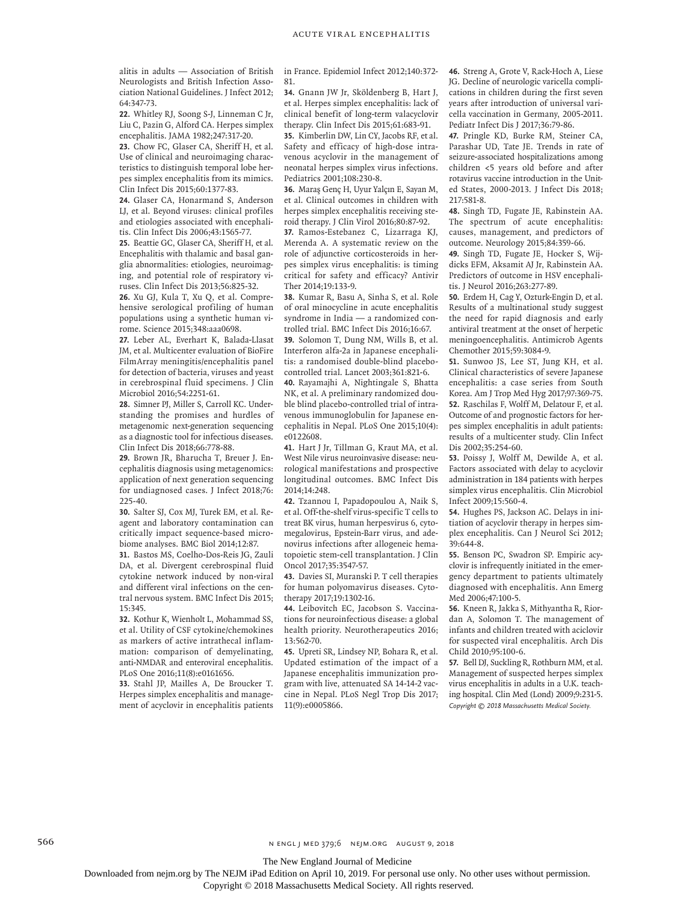alitis in adults — Association of British Neurologists and British Infection Association National Guidelines. J Infect 2012; 64:347-73.

**22.** Whitley RJ, Soong S-J, Linneman C Jr, Liu C, Pazin G, Alford CA. Herpes simplex encephalitis. JAMA 1982;247:317-20.

**23.** Chow FC, Glaser CA, Sheriff H, et al. Use of clinical and neuroimaging characteristics to distinguish temporal lobe herpes simplex encephalitis from its mimics. Clin Infect Dis 2015;60:1377-83.

**24.** Glaser CA, Honarmand S, Anderson LJ, et al. Beyond viruses: clinical profiles and etiologies associated with encephalitis. Clin Infect Dis 2006;43:1565-77.

**25.** Beattie GC, Glaser CA, Sheriff H, et al. Encephalitis with thalamic and basal ganglia abnormalities: etiologies, neuroimaging, and potential role of respiratory viruses. Clin Infect Dis 2013;56:825-32.

**26.** Xu GJ, Kula T, Xu Q, et al. Comprehensive serological profiling of human populations using a synthetic human virome. Science 2015;348:aaa0698.

**27.** Leber AL, Everhart K, Balada-Llasat JM, et al. Multicenter evaluation of BioFire FilmArray meningitis/encephalitis panel for detection of bacteria, viruses and yeast in cerebrospinal fluid specimens. J Clin Microbiol 2016;54:2251-61.

**28.** Simner PJ, Miller S, Carroll KC. Understanding the promises and hurdles of metagenomic next-generation sequencing as a diagnostic tool for infectious diseases. Clin Infect Dis 2018;66:778-88.

**29.** Brown JR, Bharucha T, Breuer J. Encephalitis diagnosis using metagenomics: application of next generation sequencing for undiagnosed cases. J Infect 2018;76: 225-40.

**30.** Salter SJ, Cox MJ, Turek EM, et al. Reagent and laboratory contamination can critically impact sequence-based microbiome analyses. BMC Biol 2014;12:87.

**31.** Bastos MS, Coelho-Dos-Reis JG, Zauli DA, et al. Divergent cerebrospinal fluid cytokine network induced by non-viral and different viral infections on the central nervous system. BMC Infect Dis 2015; 15:345.

**32.** Kothur K, Wienholt L, Mohammad SS, et al. Utility of CSF cytokine/chemokines as markers of active intrathecal inflammation: comparison of demyelinating, anti-NMDAR and enteroviral encephalitis. PLoS One 2016;11(8):e0161656.

**33.** Stahl JP, Mailles A, De Broucker T. Herpes simplex encephalitis and management of acyclovir in encephalitis patients in France. Epidemiol Infect 2012;140:372-81.

**34.** Gnann JW Jr, Sköldenberg B, Hart J, et al. Herpes simplex encephalitis: lack of clinical benefit of long-term valacyclovir therapy. Clin Infect Dis 2015;61:683-91.

**35.** Kimberlin DW, Lin CY, Jacobs RF, et al. Safety and efficacy of high-dose intravenous acyclovir in the management of neonatal herpes simplex virus infections. Pediatrics 2001;108:230-8.

**36.** Maraş Genç H, Uyur Yalçın E, Sayan M, et al. Clinical outcomes in children with herpes simplex encephalitis receiving steroid therapy. J Clin Virol 2016;80:87-92.

**37.** Ramos-Estebanez C, Lizarraga KJ, Merenda A. A systematic review on the role of adjunctive corticosteroids in herpes simplex virus encephalitis: is timing critical for safety and efficacy? Antivir Ther 2014;19:133-9.

**38.** Kumar R, Basu A, Sinha S, et al. Role of oral minocycline in acute encephalitis syndrome in India — a randomized controlled trial. BMC Infect Dis 2016;16:67.

**39.** Solomon T, Dung NM, Wills B, et al. Interferon alfa-2a in Japanese encephalitis: a randomised double-blind placebo-controlled trial. Lancet 2003;361:821-6.

**40.** Rayamajhi A, Nightingale S, Bhatta NK, et al. A preliminary randomized double blind placebo-controlled trial of intravenous immunoglobulin for Japanese encephalitis in Nepal. PLoS One 2015;10(4): e0122608.

**41.** Hart J Jr, Tillman G, Kraut MA, et al. West Nile virus neuroinvasive disease: neurological manifestations and prospective longitudinal outcomes. BMC Infect Dis 2014;14:248.

**42.** Tzannou I, Papadopoulou A, Naik S, et al. Off-the-shelf virus-specific T cells to treat BK virus, human herpesvirus 6, cytomegalovirus, Epstein-Barr virus, and adenovirus infections after allogeneic hematopoietic stem-cell transplantation. J Clin Oncol 2017;35:3547-57.

**43.** Davies SI, Muranski P. T cell therapies for human polyomavirus diseases. Cytotherapy 2017;19:1302-16.

**44.** Leibovitch EC, Jacobson S. Vaccinations for neuroinfectious disease: a global health priority. Neurotherapeutics 2016; 13:562-70.

**45.** Upreti SR, Lindsey NP, Bohara R, et al. Updated estimation of the impact of a Japanese encephalitis immunization program with live, attenuated SA 14-14-2 vaccine in Nepal. PLoS Negl Trop Dis 2017; 11(9):e0005866.

**46.** Streng A, Grote V, Rack-Hoch A, Liese JG. Decline of neurologic varicella complications in children during the first seven years after introduction of universal varicella vaccination in Germany, 2005-2011. Pediatr Infect Dis J 2017;36:79-86.

**47.** Pringle KD, Burke RM, Steiner CA, Parashar UD, Tate JE. Trends in rate of seizure-associated hospitalizations among children <5 years old before and after rotavirus vaccine introduction in the United States, 2000-2013. J Infect Dis 2018; 217:581-8.

**48.** Singh TD, Fugate JE, Rabinstein AA. The spectrum of acute encephalitis: causes, management, and predictors of outcome. Neurology 2015;84:359-66.

**49.** Singh TD, Fugate JE, Hocker S, Wijdicks EFM, Aksamit AJ Jr, Rabinstein AA. Predictors of outcome in HSV encephalitis. J Neurol 2016;263:277-89.

**50.** Erdem H, Cag Y, Ozturk-Engin D, et al. Results of a multinational study suggest the need for rapid diagnosis and early antiviral treatment at the onset of herpetic meningoencephalitis. Antimicrob Agents Chemother 2015;59:3084-9.

**51.** Sunwoo JS, Lee ST, Jung KH, et al. Clinical characteristics of severe Japanese encephalitis: a case series from South Korea. Am J Trop Med Hyg 2017;97:369-75.

**52.** Raschilas F, Wolff M, Delatour F, et al. Outcome of and prognostic factors for herpes simplex encephalitis in adult patients: results of a multicenter study. Clin Infect Dis 2002;35:254-60.

**53.** Poissy J, Wolff M, Dewilde A, et al. Factors associated with delay to acyclovir administration in 184 patients with herpes simplex virus encephalitis. Clin Microbiol Infect 2009;15:560-4.

**54.** Hughes PS, Jackson AC. Delays in initiation of acyclovir therapy in herpes simplex encephalitis. Can J Neurol Sci 2012; 39:644-8.

**55.** Benson PC, Swadron SP. Empiric acyclovir is infrequently initiated in the emergency department to patients ultimately diagnosed with encephalitis. Ann Emerg Med 2006;47:100-5.

**56.** Kneen R, Jakka S, Mithyantha R, Riordan A, Solomon T. The management of infants and children treated with aciclovir for suspected viral encephalitis. Arch Dis Child 2010;95:100-6.

**57.** Bell DJ, Suckling R, Rothburn MM, et al. Management of suspected herpes simplex virus encephalitis in adults in a U.K. teaching hospital. Clin Med (Lond) 2009;9:231-5.

*Copyright © 2018 Massachusetts Medical Society.*